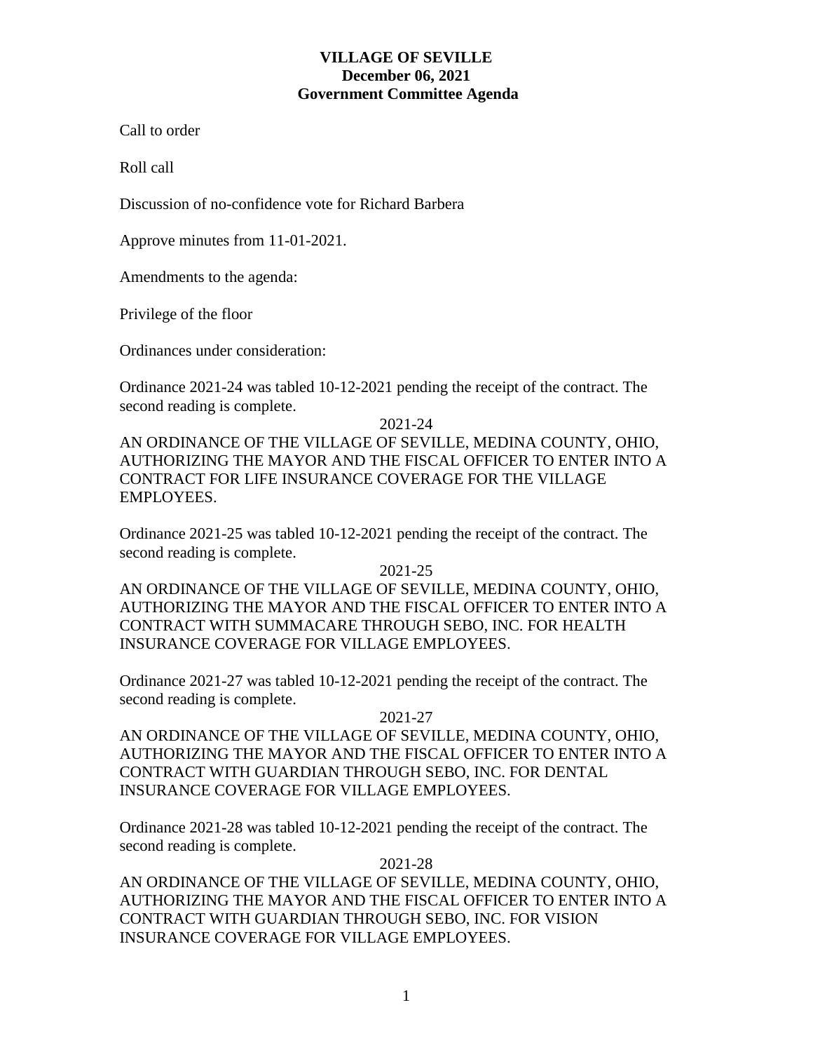# VILLAGE OF SEVILLE
## December 06, 2021
## Government Committee Agenda

Call to order

Roll call

Discussion of no-confidence vote for Richard Barbera

Approve minutes from 11-01-2021.

Amendments to the agenda:

Privilege of the floor

Ordinances under consideration:

Ordinance 2021-24 was tabled 10-12-2021 pending the receipt of the contract. The second reading is complete.

2021-24

AN ORDINANCE OF THE VILLAGE OF SEVILLE, MEDINA COUNTY, OHIO, AUTHORIZING THE MAYOR AND THE FISCAL OFFICER TO ENTER INTO A CONTRACT FOR LIFE INSURANCE COVERAGE FOR THE VILLAGE EMPLOYEES.

Ordinance 2021-25 was tabled 10-12-2021 pending the receipt of the contract. The second reading is complete.

2021-25

AN ORDINANCE OF THE VILLAGE OF SEVILLE, MEDINA COUNTY, OHIO, AUTHORIZING THE MAYOR AND THE FISCAL OFFICER TO ENTER INTO A CONTRACT WITH SUMMACARE THROUGH SEBO, INC. FOR HEALTH INSURANCE COVERAGE FOR VILLAGE EMPLOYEES.

Ordinance 2021-27 was tabled 10-12-2021 pending the receipt of the contract. The second reading is complete.

2021-27

AN ORDINANCE OF THE VILLAGE OF SEVILLE, MEDINA COUNTY, OHIO, AUTHORIZING THE MAYOR AND THE FISCAL OFFICER TO ENTER INTO A CONTRACT WITH GUARDIAN THROUGH SEBO, INC. FOR DENTAL INSURANCE COVERAGE FOR VILLAGE EMPLOYEES.

Ordinance 2021-28 was tabled 10-12-2021 pending the receipt of the contract. The second reading is complete.

2021-28

AN ORDINANCE OF THE VILLAGE OF SEVILLE, MEDINA COUNTY, OHIO, AUTHORIZING THE MAYOR AND THE FISCAL OFFICER TO ENTER INTO A CONTRACT WITH GUARDIAN THROUGH SEBO, INC. FOR VISION INSURANCE COVERAGE FOR VILLAGE EMPLOYEES.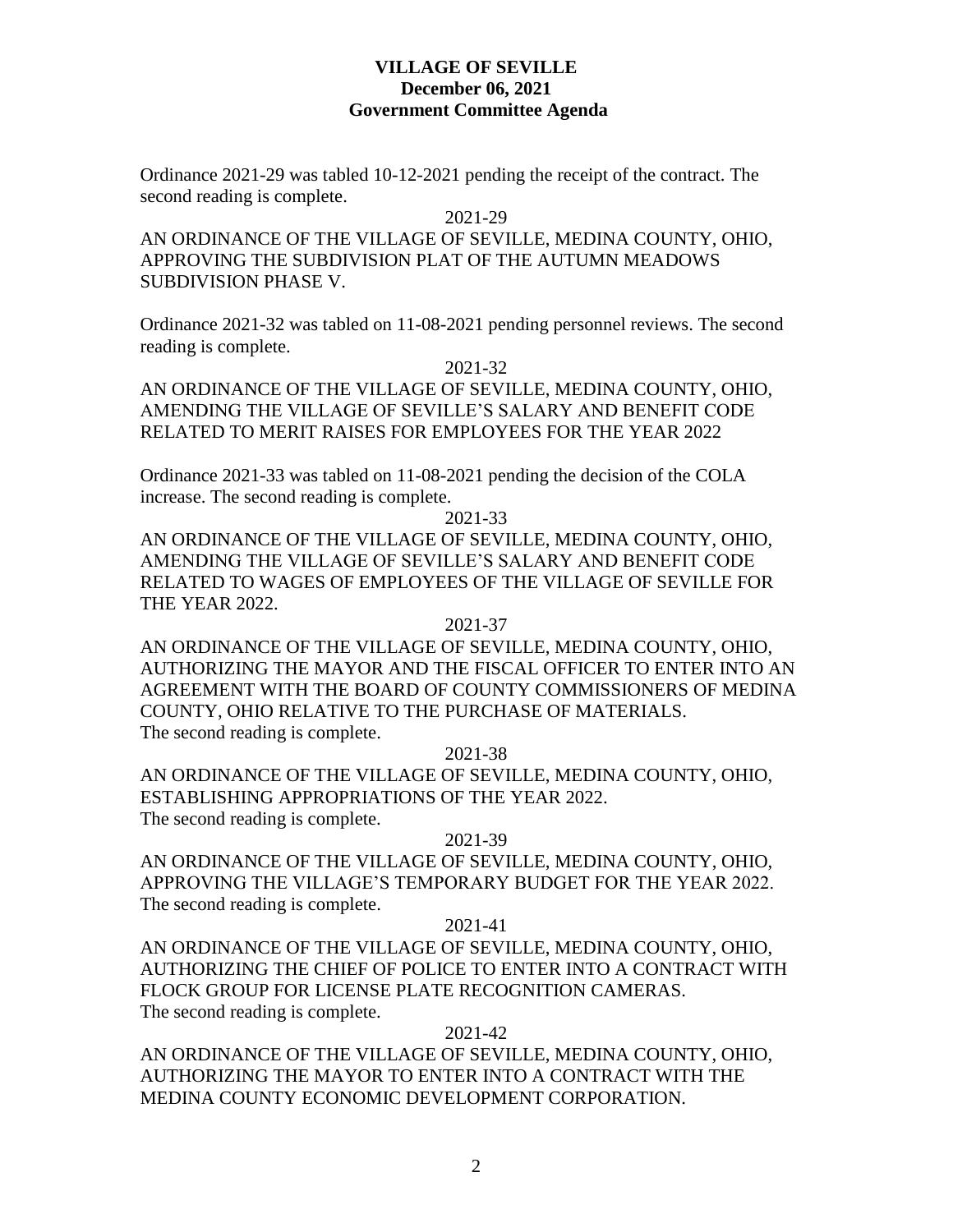**VILLAGE OF SEVILLE**
**December 06, 2021**
**Government Committee Agenda**

Ordinance 2021-29 was tabled 10-12-2021 pending the receipt of the contract. The second reading is complete.

2021-29

AN ORDINANCE OF THE VILLAGE OF SEVILLE, MEDINA COUNTY, OHIO, APPROVING THE SUBDIVISION PLAT OF THE AUTUMN MEADOWS SUBDIVISION PHASE V.

Ordinance 2021-32 was tabled on 11-08-2021 pending personnel reviews. The second reading is complete.

2021-32

AN ORDINANCE OF THE VILLAGE OF SEVILLE, MEDINA COUNTY, OHIO, AMENDING THE VILLAGE OF SEVILLE'S SALARY AND BENEFIT CODE RELATED TO MERIT RAISES FOR EMPLOYEES FOR THE YEAR 2022

Ordinance 2021-33 was tabled on 11-08-2021 pending the decision of the COLA increase. The second reading is complete.

2021-33

AN ORDINANCE OF THE VILLAGE OF SEVILLE, MEDINA COUNTY, OHIO, AMENDING THE VILLAGE OF SEVILLE'S SALARY AND BENEFIT CODE RELATED TO WAGES OF EMPLOYEES OF THE VILLAGE OF SEVILLE FOR THE YEAR 2022.

2021-37

AN ORDINANCE OF THE VILLAGE OF SEVILLE, MEDINA COUNTY, OHIO, AUTHORIZING THE MAYOR AND THE FISCAL OFFICER TO ENTER INTO AN AGREEMENT WITH THE BOARD OF COUNTY COMMISSIONERS OF MEDINA COUNTY, OHIO RELATIVE TO THE PURCHASE OF MATERIALS.
The second reading is complete.

2021-38

AN ORDINANCE OF THE VILLAGE OF SEVILLE, MEDINA COUNTY, OHIO, ESTABLISHING APPROPRIATIONS OF THE YEAR 2022.
The second reading is complete.

2021-39

AN ORDINANCE OF THE VILLAGE OF SEVILLE, MEDINA COUNTY, OHIO, APPROVING THE VILLAGE'S TEMPORARY BUDGET FOR THE YEAR 2022.
The second reading is complete.

2021-41

AN ORDINANCE OF THE VILLAGE OF SEVILLE, MEDINA COUNTY, OHIO, AUTHORIZING THE CHIEF OF POLICE TO ENTER INTO A CONTRACT WITH FLOCK GROUP FOR LICENSE PLATE RECOGNITION CAMERAS.
The second reading is complete.

2021-42

AN ORDINANCE OF THE VILLAGE OF SEVILLE, MEDINA COUNTY, OHIO, AUTHORIZING THE MAYOR TO ENTER INTO A CONTRACT WITH THE MEDINA COUNTY ECONOMIC DEVELOPMENT CORPORATION.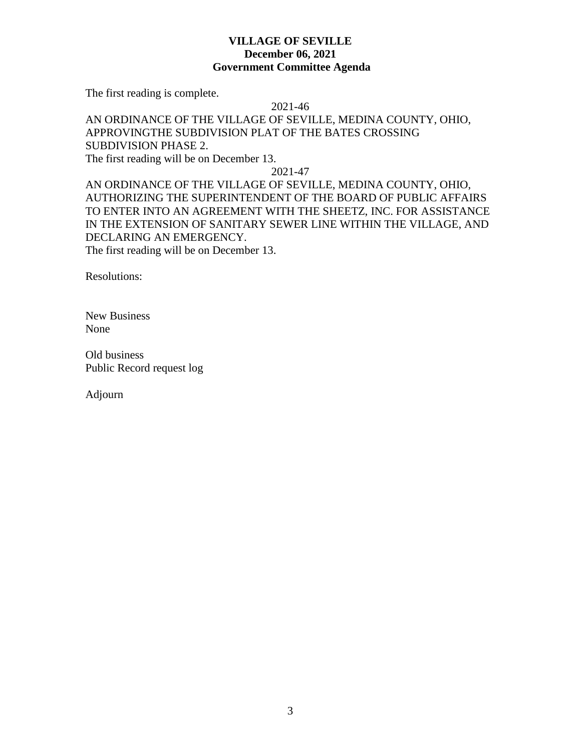**VILLAGE OF SEVILLE**
**December 06, 2021**
**Government Committee Agenda**

The first reading is complete.

2021-46

AN ORDINANCE OF THE VILLAGE OF SEVILLE, MEDINA COUNTY, OHIO, APPROVINGTHE SUBDIVISION PLAT OF THE BATES CROSSING SUBDIVISION PHASE 2.

The first reading will be on December 13.

2021-47

AN ORDINANCE OF THE VILLAGE OF SEVILLE, MEDINA COUNTY, OHIO, AUTHORIZING THE SUPERINTENDENT OF THE BOARD OF PUBLIC AFFAIRS TO ENTER INTO AN AGREEMENT WITH THE SHEETZ, INC. FOR ASSISTANCE IN THE EXTENSION OF SANITARY SEWER LINE WITHIN THE VILLAGE, AND DECLARING AN EMERGENCY.

The first reading will be on December 13.

Resolutions:

New Business
None

Old business
Public Record request log

Adjourn